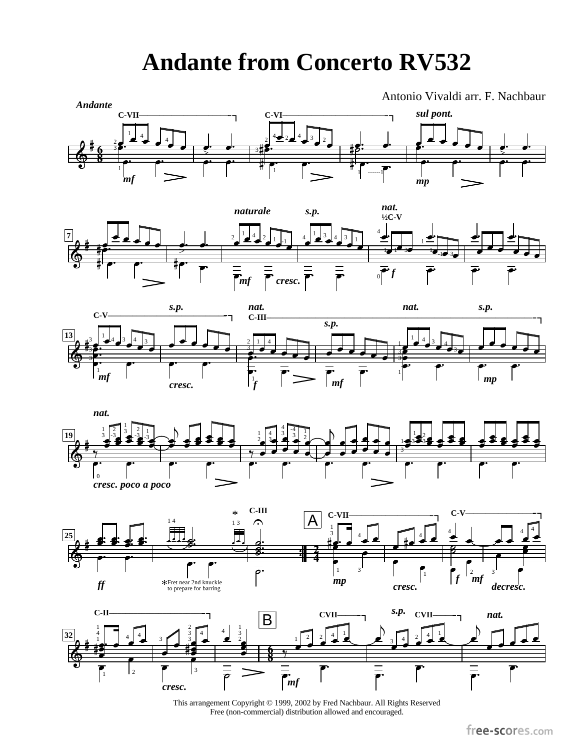# Andante from Concerto RV532

Antonio Vivaldi arr. F. Nachbaur

*Fret near 2nd knuckle to prepare for barring

This arrangement Copyright © 1999, 2002 by Fred Nachbaur. All Rights Reserved
Free (non-commercial) distribution allowed and encouraged.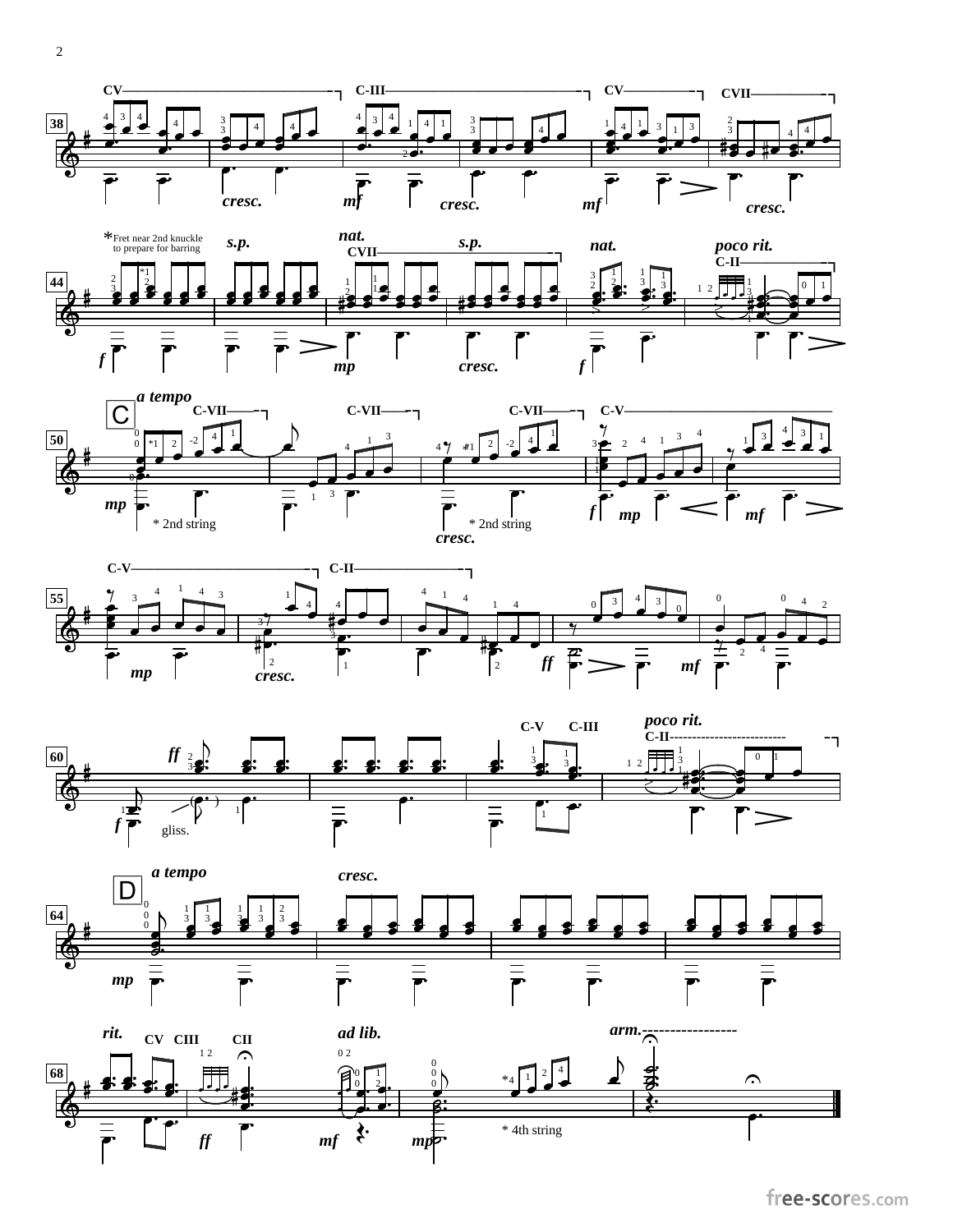*Fret near 2nd knuckle to prepare for barring

* 2nd string

* 2nd string

* 4th string